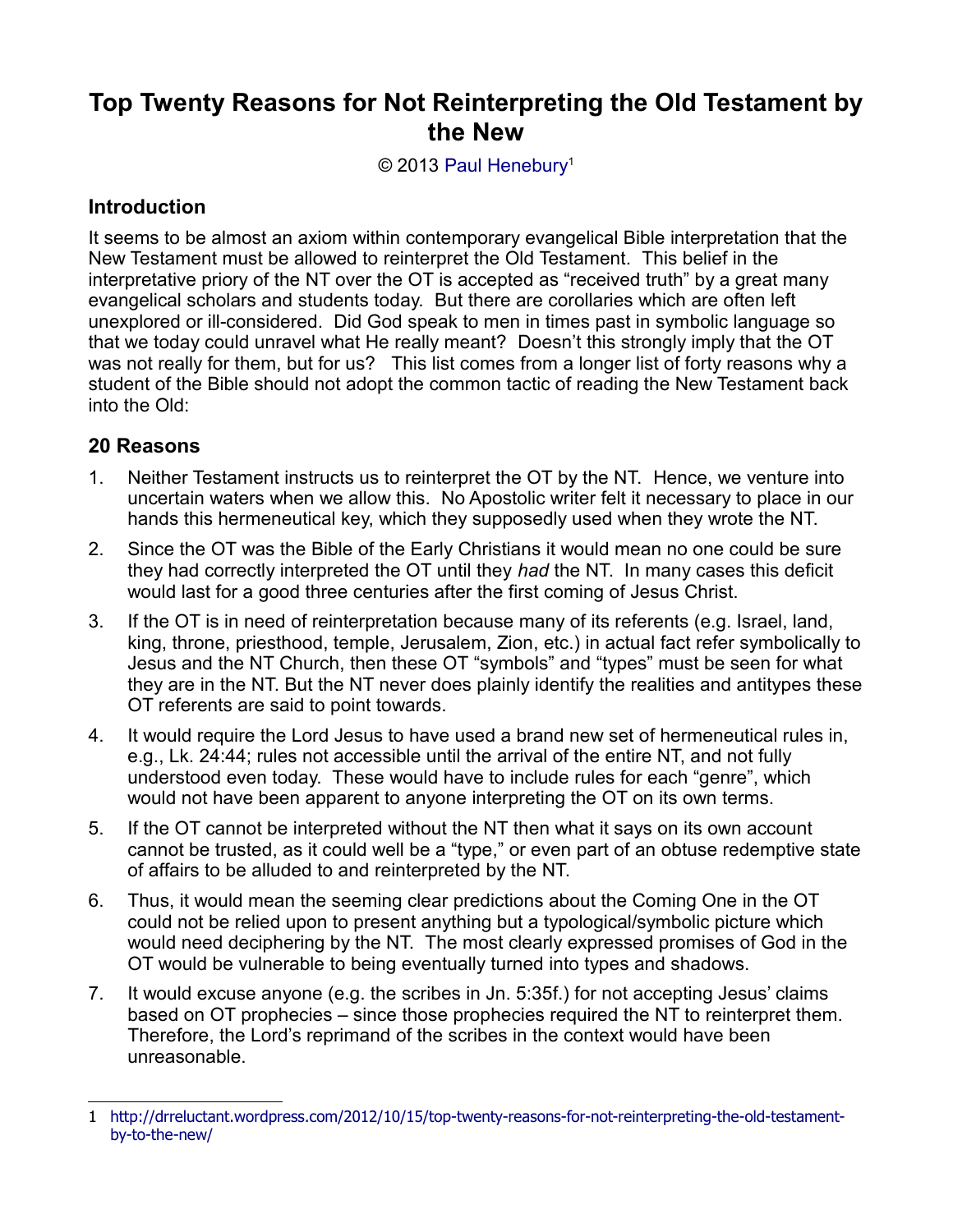# Top Twenty Reasons for Not Reinterpreting the Old Testament by the New

© 2013 Paul Henebury[1]

## Introduction

It seems to be almost an axiom within contemporary evangelical Bible interpretation that the New Testament must be allowed to reinterpret the Old Testament. This belief in the interpretative priory of the NT over the OT is accepted as "received truth" by a great many evangelical scholars and students today. But there are corollaries which are often left unexplored or ill-considered. Did God speak to men in times past in symbolic language so that we today could unravel what He really meant? Doesn't this strongly imply that the OT was not really for them, but for us? This list comes from a longer list of forty reasons why a student of the Bible should not adopt the common tactic of reading the New Testament back into the Old:

## 20 Reasons

1. Neither Testament instructs us to reinterpret the OT by the NT. Hence, we venture into uncertain waters when we allow this. No Apostolic writer felt it necessary to place in our hands this hermeneutical key, which they supposedly used when they wrote the NT.
2. Since the OT was the Bible of the Early Christians it would mean no one could be sure they had correctly interpreted the OT until they *had* the NT. In many cases this deficit would last for a good three centuries after the first coming of Jesus Christ.
3. If the OT is in need of reinterpretation because many of its referents (e.g. Israel, land, king, throne, priesthood, temple, Jerusalem, Zion, etc.) in actual fact refer symbolically to Jesus and the NT Church, then these OT "symbols" and "types" must be seen for what they are in the NT. But the NT never does plainly identify the realities and antitypes these OT referents are said to point towards.
4. It would require the Lord Jesus to have used a brand new set of hermeneutical rules in, e.g., Lk. 24:44; rules not accessible until the arrival of the entire NT, and not fully understood even today. These would have to include rules for each "genre", which would not have been apparent to anyone interpreting the OT on its own terms.
5. If the OT cannot be interpreted without the NT then what it says on its own account cannot be trusted, as it could well be a "type," or even part of an obtuse redemptive state of affairs to be alluded to and reinterpreted by the NT.
6. Thus, it would mean the seeming clear predictions about the Coming One in the OT could not be relied upon to present anything but a typological/symbolic picture which would need deciphering by the NT. The most clearly expressed promises of God in the OT would be vulnerable to being eventually turned into types and shadows.
7. It would excuse anyone (e.g. the scribes in Jn. 5:35f.) for not accepting Jesus' claims based on OT prophecies – since those prophecies required the NT to reinterpret them. Therefore, the Lord's reprimand of the scribes in the context would have been unreasonable.

---

1 http://drreluctant.wordpress.com/2012/10/15/top-twenty-reasons-for-not-reinterpreting-the-old-testament-by-to-the-new/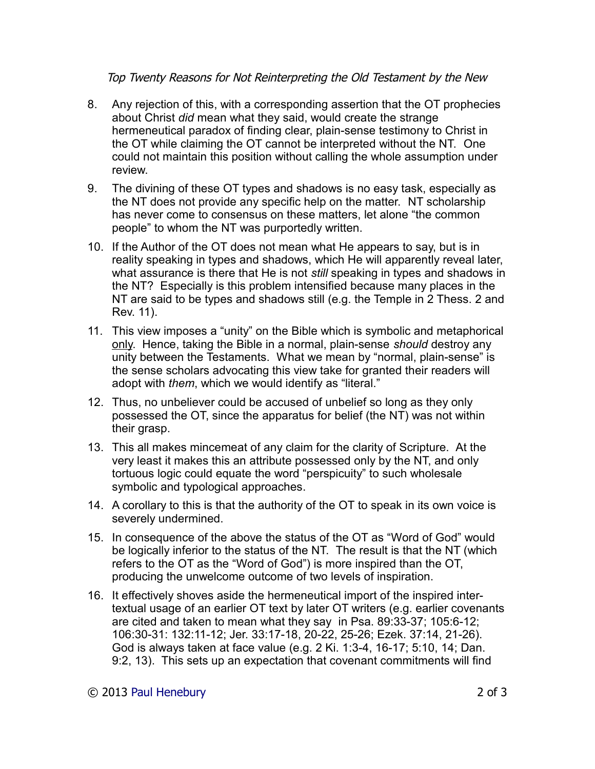8. Any rejection of this, with a corresponding assertion that the OT prophecies about Christ *did* mean what they said, would create the strange hermeneutical paradox of finding clear, plain-sense testimony to Christ in the OT while claiming the OT cannot be interpreted without the NT. One could not maintain this position without calling the whole assumption under review.

9. The divining of these OT types and shadows is no easy task, especially as the NT does not provide any specific help on the matter. NT scholarship has never come to consensus on these matters, let alone "the common people" to whom the NT was purportedly written.

10. If the Author of the OT does not mean what He appears to say, but is in reality speaking in types and shadows, which He will apparently reveal later, what assurance is there that He is not *still* speaking in types and shadows in the NT? Especially is this problem intensified because many places in the NT are said to be types and shadows still (e.g. the Temple in 2 Thess. 2 and Rev. 11).

11. This view imposes a "unity" on the Bible which is symbolic and metaphorical <u>only</u>. Hence, taking the Bible in a normal, plain-sense *should* destroy any unity between the Testaments. What we mean by "normal, plain-sense" is the sense scholars advocating this view take for granted their readers will adopt with *them*, which we would identify as "literal."

12. Thus, no unbeliever could be accused of unbelief so long as they only possessed the OT, since the apparatus for belief (the NT) was not within their grasp.

13. This all makes mincemeat of any claim for the clarity of Scripture. At the very least it makes this an attribute possessed only by the NT, and only tortuous logic could equate the word "perspicuity" to such wholesale symbolic and typological approaches.

14. A corollary to this is that the authority of the OT to speak in its own voice is severely undermined.

15. In consequence of the above the status of the OT as "Word of God" would be logically inferior to the status of the NT. The result is that the NT (which refers to the OT as the "Word of God") is more inspired than the OT, producing the unwelcome outcome of two levels of inspiration.

16. It effectively shoves aside the hermeneutical import of the inspired inter-textual usage of an earlier OT text by later OT writers (e.g. earlier covenants are cited and taken to mean what they say in Psa. 89:33-37; 105:6-12; 106:30-31: 132:11-12; Jer. 33:17-18, 20-22, 25-26; Ezek. 37:14, 21-26). God is always taken at face value (e.g. 2 Ki. 1:3-4, 16-17; 5:10, 14; Dan. 9:2, 13). This sets up an expectation that covenant commitments will find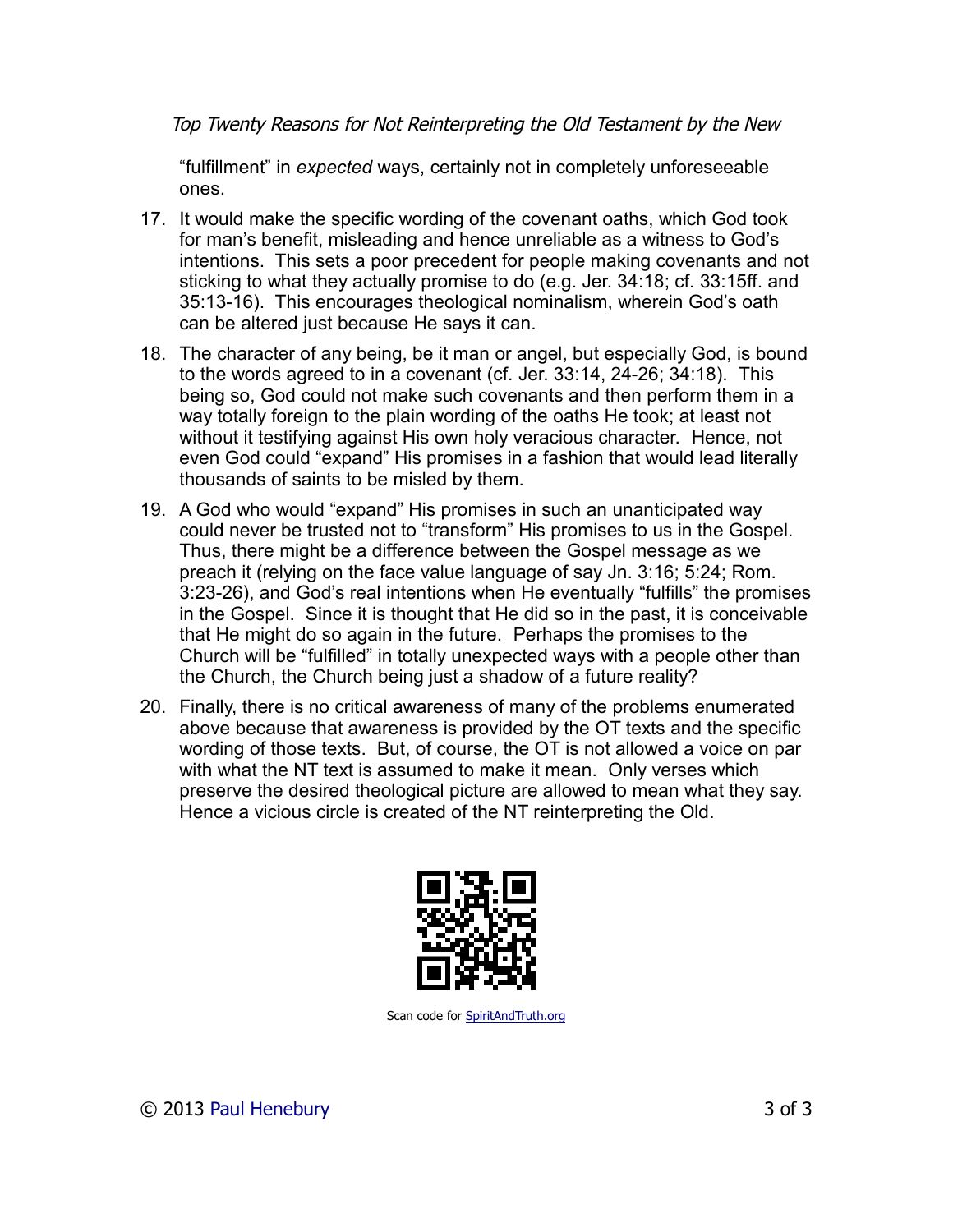"fulfillment" in *expected* ways, certainly not in completely unforeseeable ones.

17. It would make the specific wording of the covenant oaths, which God took for man's benefit, misleading and hence unreliable as a witness to God's intentions. This sets a poor precedent for people making covenants and not sticking to what they actually promise to do (e.g. Jer. 34:18; cf. 33:15ff. and 35:13-16). This encourages theological nominalism, wherein God's oath can be altered just because He says it can.
18. The character of any being, be it man or angel, but especially God, is bound to the words agreed to in a covenant (cf. Jer. 33:14, 24-26; 34:18). This being so, God could not make such covenants and then perform them in a way totally foreign to the plain wording of the oaths He took; at least not without it testifying against His own holy veracious character. Hence, not even God could "expand" His promises in a fashion that would lead literally thousands of saints to be misled by them.
19. A God who would "expand" His promises in such an unanticipated way could never be trusted not to "transform" His promises to us in the Gospel. Thus, there might be a difference between the Gospel message as we preach it (relying on the face value language of say Jn. 3:16; 5:24; Rom. 3:23-26), and God's real intentions when He eventually "fulfills" the promises in the Gospel. Since it is thought that He did so in the past, it is conceivable that He might do so again in the future. Perhaps the promises to the Church will be "fulfilled" in totally unexpected ways with a people other than the Church, the Church being just a shadow of a future reality?
20. Finally, there is no critical awareness of many of the problems enumerated above because that awareness is provided by the OT texts and the specific wording of those texts. But, of course, the OT is not allowed a voice on par with what the NT text is assumed to make it mean. Only verses which preserve the desired theological picture are allowed to mean what they say. Hence a vicious circle is created of the NT reinterpreting the Old.

Scan code for SpiritAndTruth.org